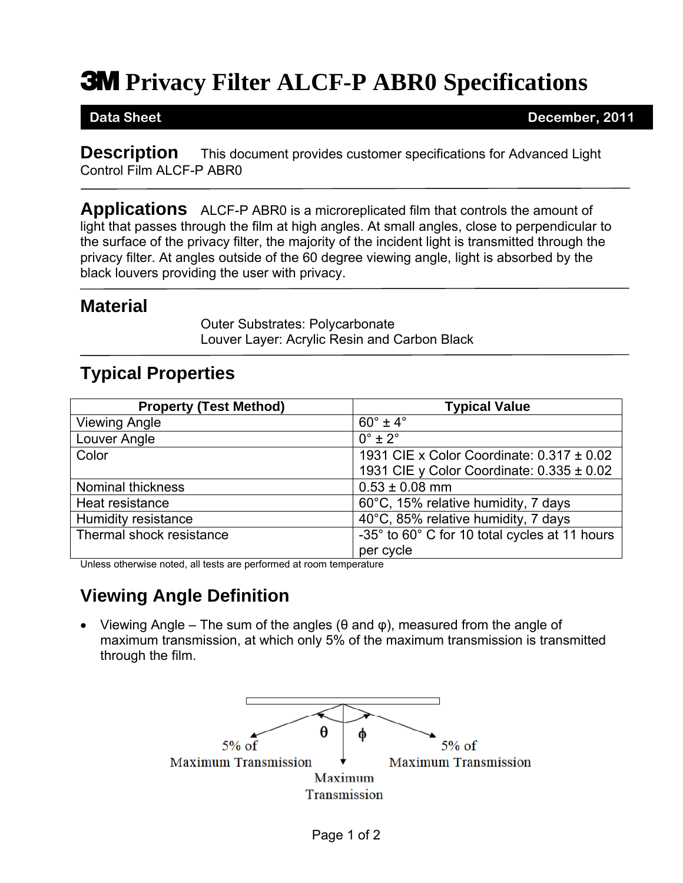# 3M Privacy Filter ALCF-P ABR0 Specifications

**Data Sheet** **December, 2011**

**Description** This document provides customer specifications for Advanced Light Control Film ALCF-P ABR0

**Applications** ALCF-P ABR0 is a microreplicated film that controls the amount of light that passes through the film at high angles. At small angles, close to perpendicular to the surface of the privacy filter, the majority of the incident light is transmitted through the privacy filter. At angles outside of the 60 degree viewing angle, light is absorbed by the black louvers providing the user with privacy.

## Material

Outer Substrates: Polycarbonate
Louver Layer: Acrylic Resin and Carbon Black

## Typical Properties

| Property (Test Method) | Typical Value |
|---|---|
| Viewing Angle | 60° ± 4° |
| Louver Angle | 0° ± 2° |
| Color | 1931 CIE x Color Coordinate: 0.317 ± 0.02<br>1931 CIE y Color Coordinate: 0.335 ± 0.02 |
| Nominal thickness | 0.53 ± 0.08 mm |
| Heat resistance | 60°C, 15% relative humidity, 7 days |
| Humidity resistance | 40°C, 85% relative humidity, 7 days |
| Thermal shock resistance | -35° to 60° C for 10 total cycles at 11 hours per cycle |

Unless otherwise noted, all tests are performed at room temperature

## Viewing Angle Definition

- Viewing Angle – The sum of the angles ($\theta$ and $\varphi$), measured from the angle of maximum transmission, at which only 5% of the maximum transmission is transmitted through the film.

5% of Maximum Transmission $\theta$ $\phi$ 5% of Maximum Transmission

Maximum Transmission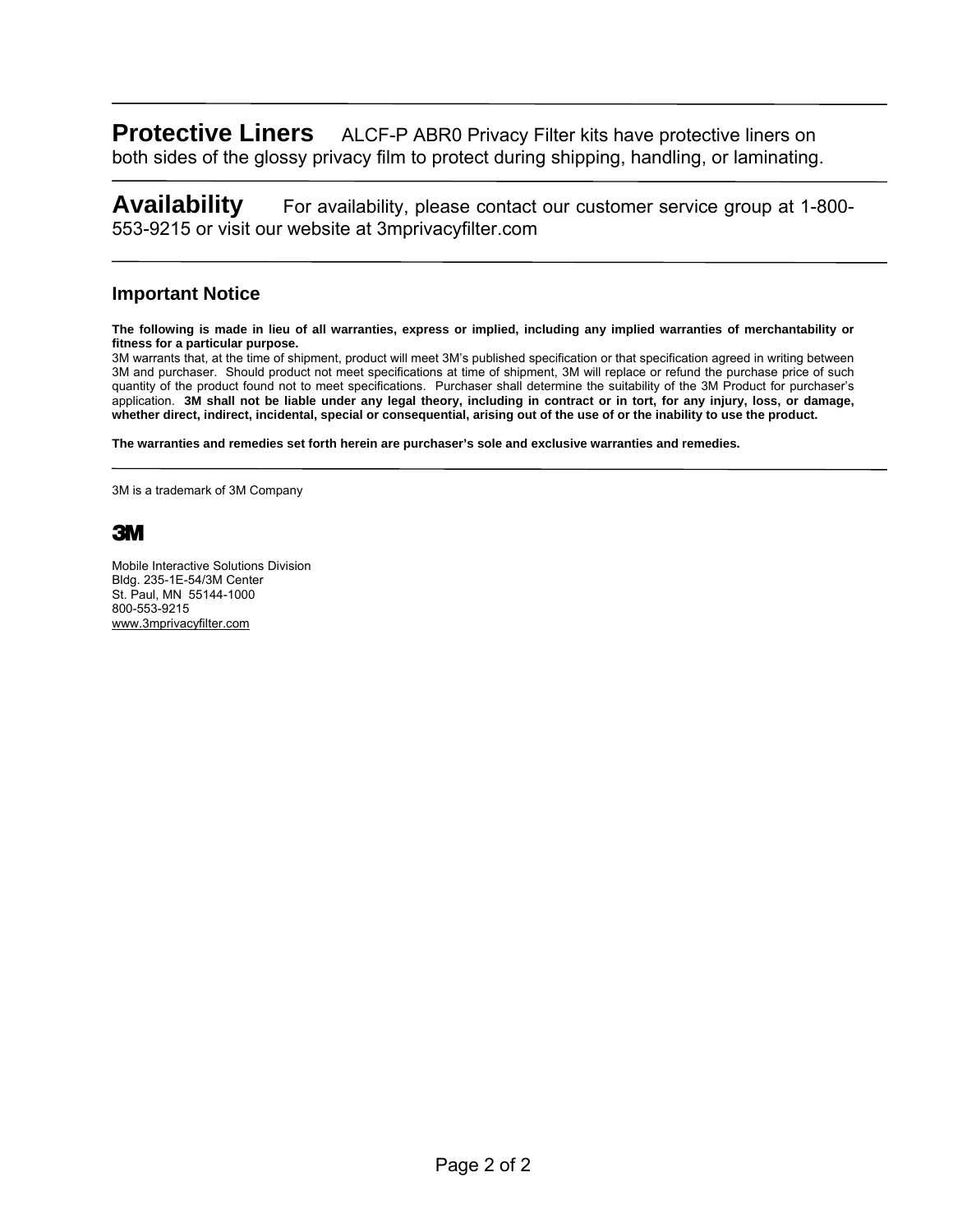**Protective Liners** ALCF-P ABR0 Privacy Filter kits have protective liners on both sides of the glossy privacy film to protect during shipping, handling, or laminating.

**Availability** For availability, please contact our customer service group at 1-800-553-9215 or visit our website at 3mprivacyfilter.com

### Important Notice

**The following is made in lieu of all warranties, express or implied, including any implied warranties of merchantability or fitness for a particular purpose.**
3M warrants that, at the time of shipment, product will meet 3M's published specification or that specification agreed in writing between 3M and purchaser. Should product not meet specifications at time of shipment, 3M will replace or refund the purchase price of such quantity of the product found not to meet specifications. Purchaser shall determine the suitability of the 3M Product for purchaser's application. **3M shall not be liable under any legal theory, including in contract or in tort, for any injury, loss, or damage, whether direct, indirect, incidental, special or consequential, arising out of the use of or the inability to use the product.**

**The warranties and remedies set forth herein are purchaser's sole and exclusive warranties and remedies.**

3M is a trademark of 3M Company

**3M**

Mobile Interactive Solutions Division
Bldg. 235-1E-54/3M Center
St. Paul, MN 55144-1000
800-553-9215
www.3mprivacyfilter.com